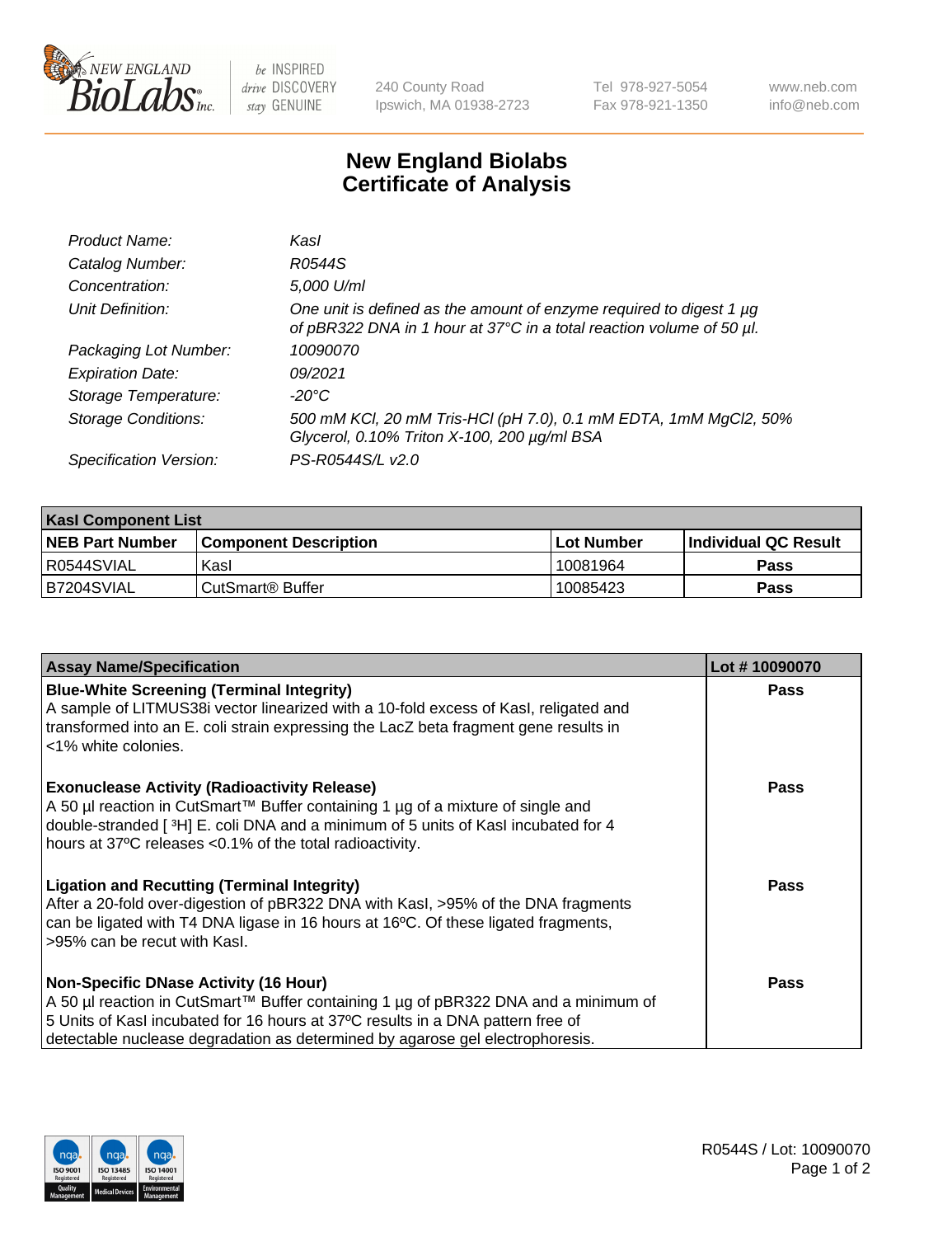# New England Biolabs Certificate of Analysis

| | |
|---|---|
| *Product Name:* | *KasI* |
| *Catalog Number:* | *R0544S* |
| *Concentration:* | *5,000 U/ml* |
| *Unit Definition:* | *One unit is defined as the amount of enzyme required to digest 1 µg of pBR322 DNA in 1 hour at 37°C in a total reaction volume of 50 µl.* |
| *Packaging Lot Number:* | *10090070* |
| *Expiration Date:* | *09/2021* |
| *Storage Temperature:* | *-20°C* |
| *Storage Conditions:* | *500 mM KCl, 20 mM Tris-HCl (pH 7.0), 0.1 mM EDTA, 1mM MgCl2, 50% Glycerol, 0.10% Triton X-100, 200 µg/ml BSA* |
| *Specification Version:* | *PS-R0544S/L v2.0* |

| KasI Component List | | | |
|---|---|---|---|
| **NEB Part Number** | **Component Description** | **Lot Number** | **Individual QC Result** |
| R0544SVIAL | KasI | 10081964 | **Pass** |
| B7204SVIAL | CutSmart® Buffer | 10085423 | **Pass** |

| Assay Name/Specification | Lot # 10090070 |
|---|---|
| **Blue-White Screening (Terminal Integrity)** A sample of LITMUS38i vector linearized with a 10-fold excess of KasI, religated and transformed into an E. coli strain expressing the LacZ beta fragment gene results in <1% white colonies. | **Pass** |
| **Exonuclease Activity (Radioactivity Release)** A 50 µl reaction in CutSmart™ Buffer containing 1 µg of a mixture of single and double-stranded [ $^{3}$H] E. coli DNA and a minimum of 5 units of KasI incubated for 4 hours at 37ºC releases <0.1% of the total radioactivity. | **Pass** |
| **Ligation and Recutting (Terminal Integrity)** After a 20-fold over-digestion of pBR322 DNA with KasI, >95% of the DNA fragments can be ligated with T4 DNA ligase in 16 hours at 16ºC. Of these ligated fragments, >95% can be recut with KasI. | **Pass** |
| **Non-Specific DNase Activity (16 Hour)** A 50 µl reaction in CutSmart™ Buffer containing 1 µg of pBR322 DNA and a minimum of 5 Units of KasI incubated for 16 hours at 37ºC results in a DNA pattern free of detectable nuclease degradation as determined by agarose gel electrophoresis. | **Pass** |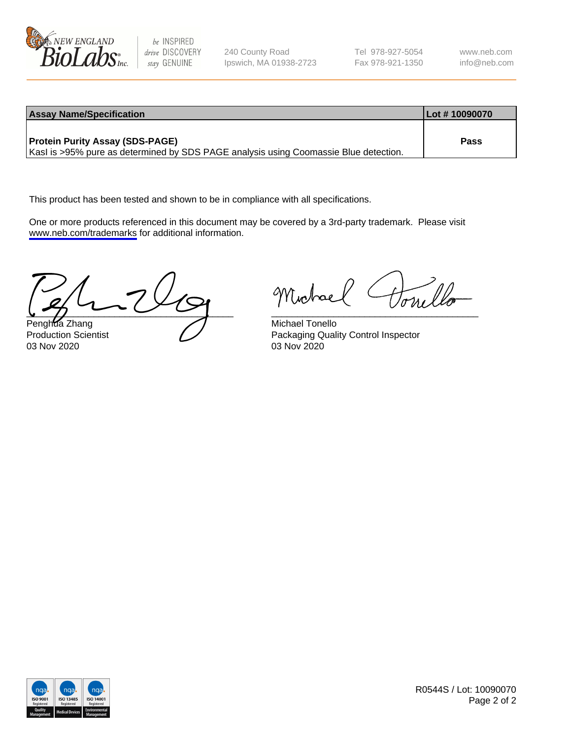NEW ENGLAND BioLabs Inc. — be INSPIRED drive DISCOVERY stay GENUINE

240 County Road
Ipswich, MA 01938-2723

Tel 978-927-5054
Fax 978-921-1350

www.neb.com
info@neb.com

| Assay Name/Specification | Lot # 10090070 |
|---|---|
| **Protein Purity Assay (SDS-PAGE)**<br>KasI is >95% pure as determined by SDS PAGE analysis using Coomassie Blue detection. | **Pass** |

This product has been tested and shown to be in compliance with all specifications.

One or more products referenced in this document may be covered by a 3rd-party trademark. Please visit www.neb.com/trademarks for additional information.

Penghua Zhang
Production Scientist
03 Nov 2020

Michael Tonello
Packaging Quality Control Inspector
03 Nov 2020

R0544S / Lot: 10090070